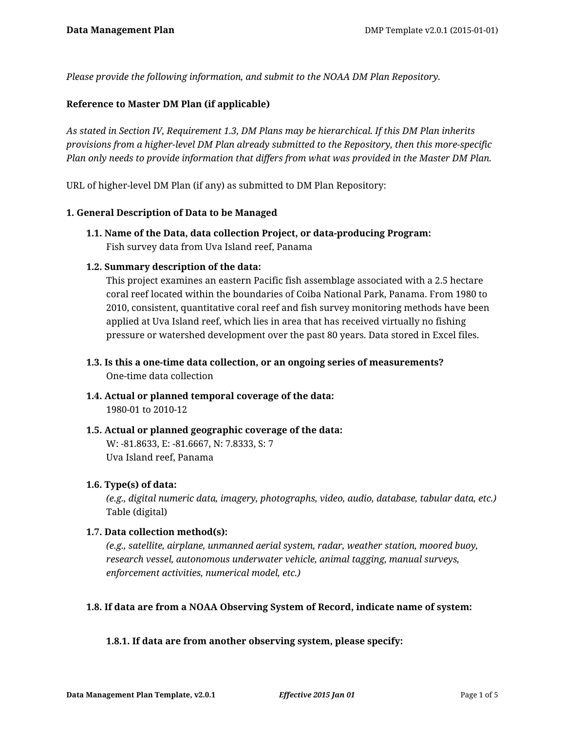*Please provide the following information, and submit to the NOAA DM Plan Repository.*

**Reference to Master DM Plan (if applicable)**

*As stated in Section IV, Requirement 1.3, DM Plans may be hierarchical. If this DM Plan inherits provisions from a higher-level DM Plan already submitted to the Repository, then this more-specific Plan only needs to provide information that differs from what was provided in the Master DM Plan.*

URL of higher-level DM Plan (if any) as submitted to DM Plan Repository:

**1. General Description of Data to be Managed**

**1.1. Name of the Data, data collection Project, or data-producing Program:**
Fish survey data from Uva Island reef, Panama

**1.2. Summary description of the data:**
This project examines an eastern Pacific fish assemblage associated with a 2.5 hectare coral reef located within the boundaries of Coiba National Park, Panama. From 1980 to 2010, consistent, quantitative coral reef and fish survey monitoring methods have been applied at Uva Island reef, which lies in area that has received virtually no fishing pressure or watershed development over the past 80 years. Data stored in Excel files.

**1.3. Is this a one-time data collection, or an ongoing series of measurements?**
One-time data collection

**1.4. Actual or planned temporal coverage of the data:**
1980-01 to 2010-12

**1.5. Actual or planned geographic coverage of the data:**
W: -81.8633, E: -81.6667, N: 7.8333, S: 7
Uva Island reef, Panama

**1.6. Type(s) of data:**
*(e.g., digital numeric data, imagery, photographs, video, audio, database, tabular data, etc.)*
Table (digital)

**1.7. Data collection method(s):**
*(e.g., satellite, airplane, unmanned aerial system, radar, weather station, moored buoy, research vessel, autonomous underwater vehicle, animal tagging, manual surveys, enforcement activities, numerical model, etc.)*

**1.8. If data are from a NOAA Observing System of Record, indicate name of system:**

**1.8.1. If data are from another observing system, please specify:**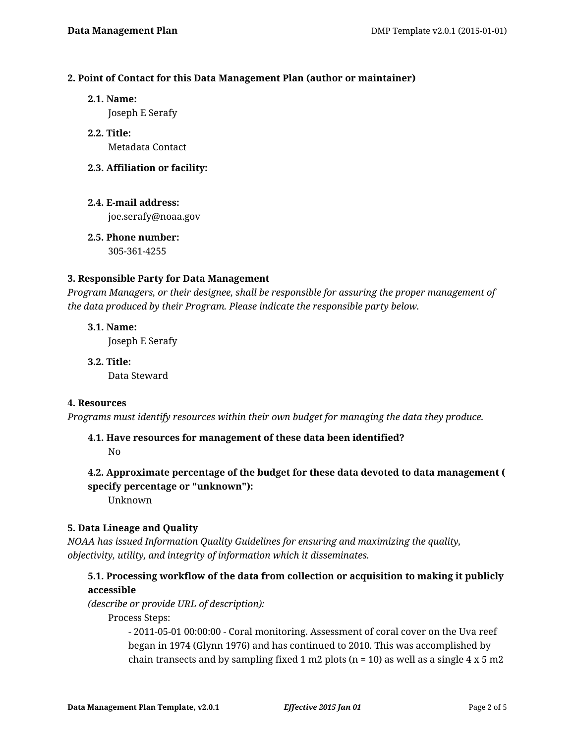### 2. Point of Contact for this Data Management Plan (author or maintainer)

**2.1. Name:**
Joseph E Serafy

**2.2. Title:**
Metadata Contact

**2.3. Affiliation or facility:**

**2.4. E-mail address:**
joe.serafy@noaa.gov

**2.5. Phone number:**
305-361-4255

### 3. Responsible Party for Data Management

*Program Managers, or their designee, shall be responsible for assuring the proper management of the data produced by their Program. Please indicate the responsible party below.*

**3.1. Name:**
Joseph E Serafy

**3.2. Title:**
Data Steward

### 4. Resources

*Programs must identify resources within their own budget for managing the data they produce.*

**4.1. Have resources for management of these data been identified?**
No

**4.2. Approximate percentage of the budget for these data devoted to data management ( specify percentage or "unknown"):**
Unknown

### 5. Data Lineage and Quality

*NOAA has issued Information Quality Guidelines for ensuring and maximizing the quality, objectivity, utility, and integrity of information which it disseminates.*

**5.1. Processing workflow of the data from collection or acquisition to making it publicly accessible**
*(describe or provide URL of description):*

Process Steps:

- 2011-05-01 00:00:00 - Coral monitoring. Assessment of coral cover on the Uva reef began in 1974 (Glynn 1976) and has continued to 2010. This was accomplished by chain transects and by sampling fixed 1 m2 plots (n = 10) as well as a single 4 x 5 m2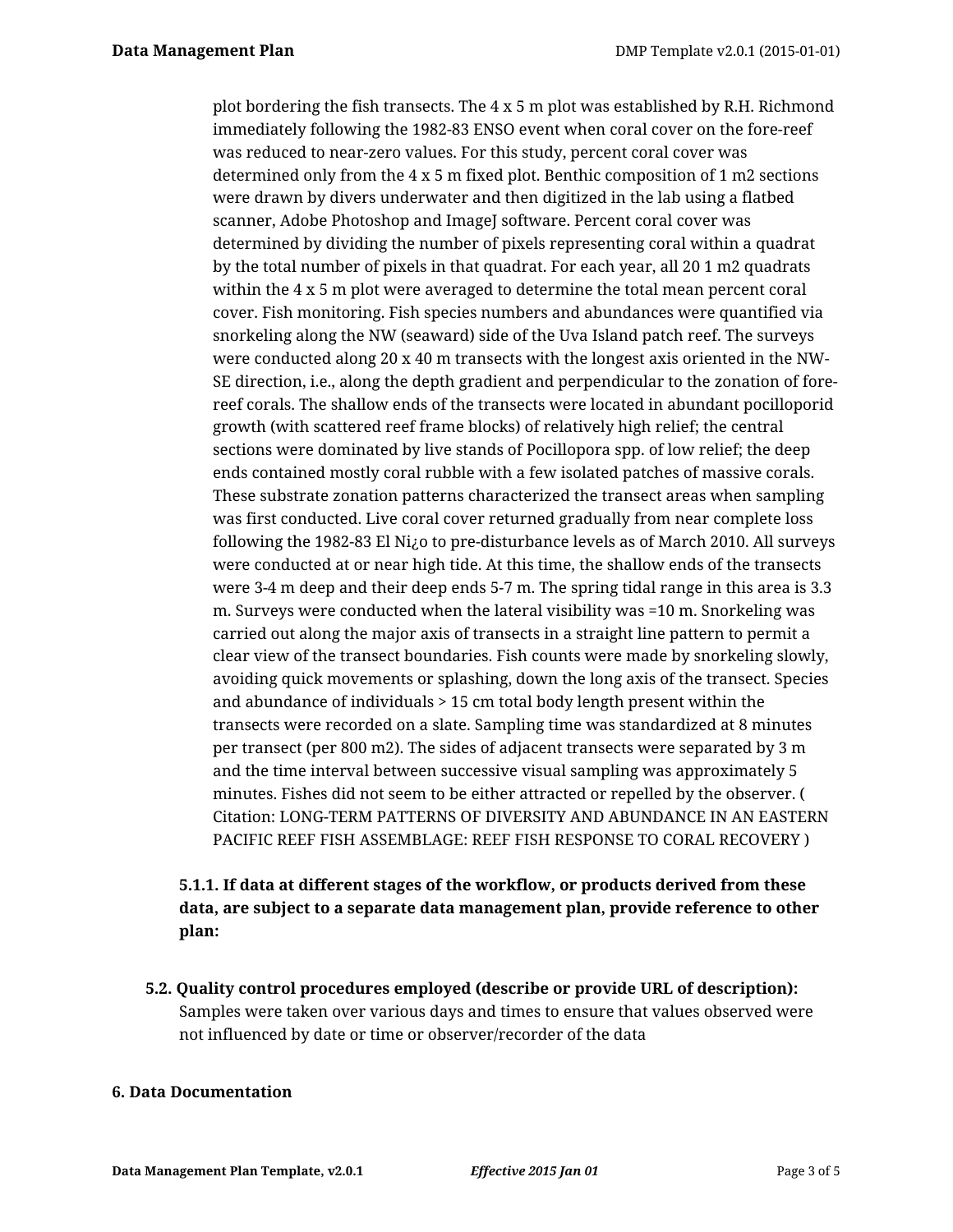plot bordering the fish transects. The 4 x 5 m plot was established by R.H. Richmond immediately following the 1982-83 ENSO event when coral cover on the fore-reef was reduced to near-zero values. For this study, percent coral cover was determined only from the 4 x 5 m fixed plot. Benthic composition of 1 m2 sections were drawn by divers underwater and then digitized in the lab using a flatbed scanner, Adobe Photoshop and ImageJ software. Percent coral cover was determined by dividing the number of pixels representing coral within a quadrat by the total number of pixels in that quadrat. For each year, all 20 1 m2 quadrats within the 4 x 5 m plot were averaged to determine the total mean percent coral cover. Fish monitoring. Fish species numbers and abundances were quantified via snorkeling along the NW (seaward) side of the Uva Island patch reef. The surveys were conducted along 20 x 40 m transects with the longest axis oriented in the NW-SE direction, i.e., along the depth gradient and perpendicular to the zonation of fore-reef corals. The shallow ends of the transects were located in abundant pocilloporid growth (with scattered reef frame blocks) of relatively high relief; the central sections were dominated by live stands of Pocillopora spp. of low relief; the deep ends contained mostly coral rubble with a few isolated patches of massive corals. These substrate zonation patterns characterized the transect areas when sampling was first conducted. Live coral cover returned gradually from near complete loss following the 1982-83 El Ni¿o to pre-disturbance levels as of March 2010. All surveys were conducted at or near high tide. At this time, the shallow ends of the transects were 3-4 m deep and their deep ends 5-7 m. The spring tidal range in this area is 3.3 m. Surveys were conducted when the lateral visibility was =10 m. Snorkeling was carried out along the major axis of transects in a straight line pattern to permit a clear view of the transect boundaries. Fish counts were made by snorkeling slowly, avoiding quick movements or splashing, down the long axis of the transect. Species and abundance of individuals > 15 cm total body length present within the transects were recorded on a slate. Sampling time was standardized at 8 minutes per transect (per 800 m2). The sides of adjacent transects were separated by 3 m and the time interval between successive visual sampling was approximately 5 minutes. Fishes did not seem to be either attracted or repelled by the observer. ( Citation: LONG-TERM PATTERNS OF DIVERSITY AND ABUNDANCE IN AN EASTERN PACIFIC REEF FISH ASSEMBLAGE: REEF FISH RESPONSE TO CORAL RECOVERY )

**5.1.1. If data at different stages of the workflow, or products derived from these data, are subject to a separate data management plan, provide reference to other plan:**

**5.2. Quality control procedures employed (describe or provide URL of description):**

Samples were taken over various days and times to ensure that values observed were not influenced by date or time or observer/recorder of the data

## 6. Data Documentation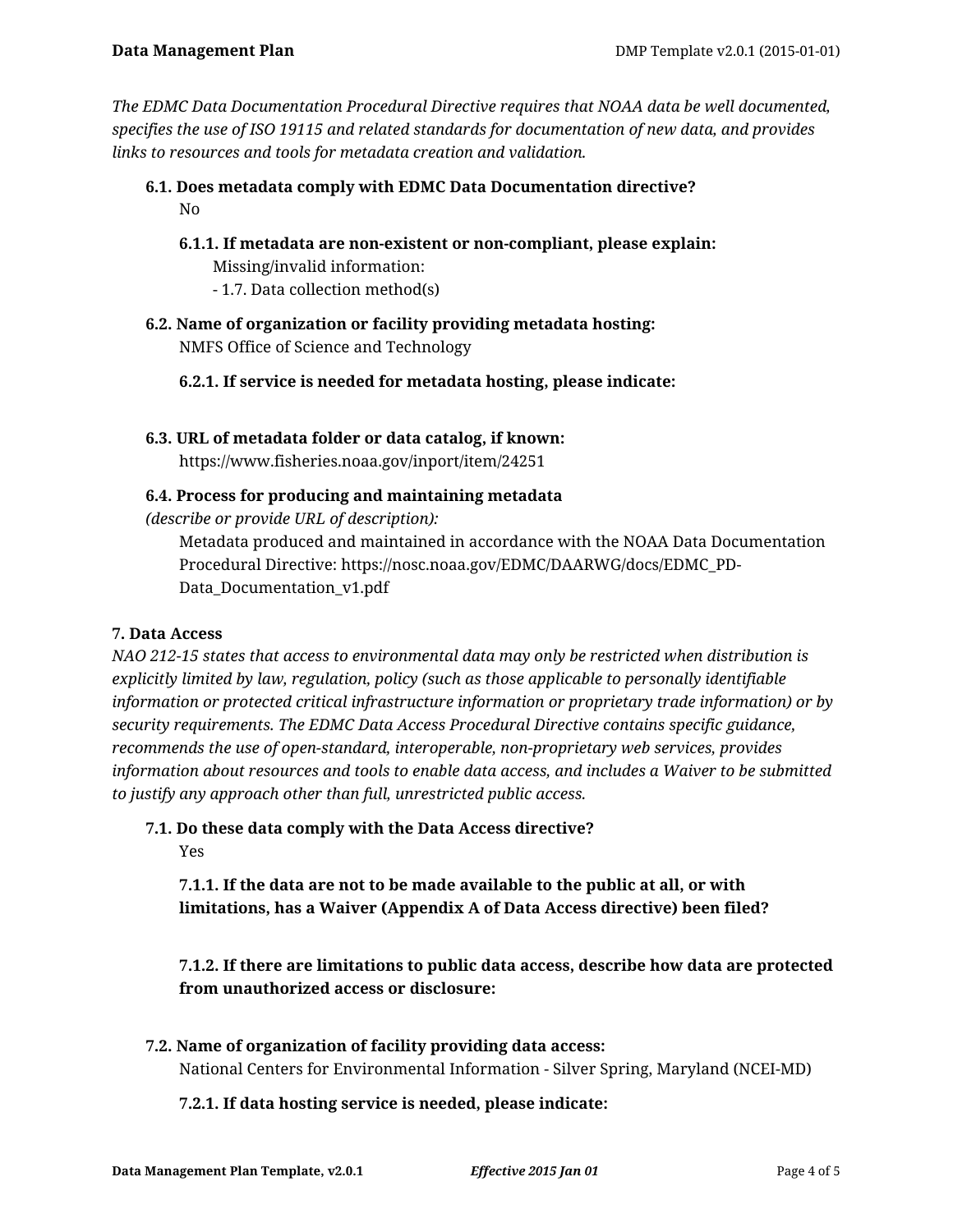*The EDMC Data Documentation Procedural Directive requires that NOAA data be well documented, specifies the use of ISO 19115 and related standards for documentation of new data, and provides links to resources and tools for metadata creation and validation.*

**6.1. Does metadata comply with EDMC Data Documentation directive?**

No

**6.1.1. If metadata are non-existent or non-compliant, please explain:**

Missing/invalid information:
- 1.7. Data collection method(s)

**6.2. Name of organization or facility providing metadata hosting:**

NMFS Office of Science and Technology

**6.2.1. If service is needed for metadata hosting, please indicate:**

**6.3. URL of metadata folder or data catalog, if known:**

https://www.fisheries.noaa.gov/inport/item/24251

**6.4. Process for producing and maintaining metadata**
*(describe or provide URL of description):*

Metadata produced and maintained in accordance with the NOAA Data Documentation Procedural Directive: https://nosc.noaa.gov/EDMC/DAARWG/docs/EDMC_PD-Data_Documentation_v1.pdf

**7. Data Access**

*NAO 212-15 states that access to environmental data may only be restricted when distribution is explicitly limited by law, regulation, policy (such as those applicable to personally identifiable information or protected critical infrastructure information or proprietary trade information) or by security requirements. The EDMC Data Access Procedural Directive contains specific guidance, recommends the use of open-standard, interoperable, non-proprietary web services, provides information about resources and tools to enable data access, and includes a Waiver to be submitted to justify any approach other than full, unrestricted public access.*

**7.1. Do these data comply with the Data Access directive?**

Yes

**7.1.1. If the data are not to be made available to the public at all, or with limitations, has a Waiver (Appendix A of Data Access directive) been filed?**

**7.1.2. If there are limitations to public data access, describe how data are protected from unauthorized access or disclosure:**

**7.2. Name of organization of facility providing data access:**

National Centers for Environmental Information - Silver Spring, Maryland (NCEI-MD)

**7.2.1. If data hosting service is needed, please indicate:**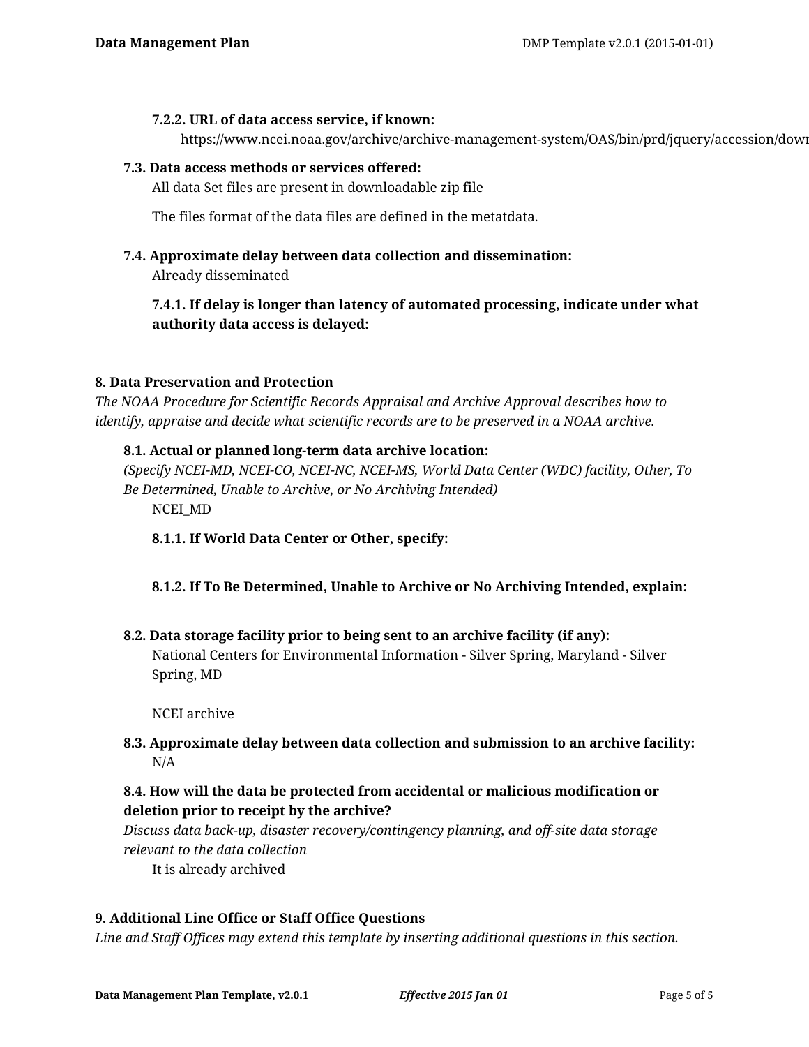**7.2.2. URL of data access service, if known:**

https://www.ncei.noaa.gov/archive/archive-management-system/OAS/bin/prd/jquery/accession/down

**7.3. Data access methods or services offered:**

All data Set files are present in downloadable zip file

The files format of the data files are defined in the metatdata.

**7.4. Approximate delay between data collection and dissemination:**

Already disseminated

**7.4.1. If delay is longer than latency of automated processing, indicate under what authority data access is delayed:**

## 8. Data Preservation and Protection

*The NOAA Procedure for Scientific Records Appraisal and Archive Approval describes how to identify, appraise and decide what scientific records are to be preserved in a NOAA archive.*

**8.1. Actual or planned long-term data archive location:**

*(Specify NCEI-MD, NCEI-CO, NCEI-NC, NCEI-MS, World Data Center (WDC) facility, Other, To Be Determined, Unable to Archive, or No Archiving Intended)*

NCEI_MD

**8.1.1. If World Data Center or Other, specify:**

**8.1.2. If To Be Determined, Unable to Archive or No Archiving Intended, explain:**

**8.2. Data storage facility prior to being sent to an archive facility (if any):**

National Centers for Environmental Information - Silver Spring, Maryland - Silver Spring, MD

NCEI archive

**8.3. Approximate delay between data collection and submission to an archive facility:**

N/A

**8.4. How will the data be protected from accidental or malicious modification or deletion prior to receipt by the archive?**

*Discuss data back-up, disaster recovery/contingency planning, and off-site data storage relevant to the data collection*

It is already archived

## 9. Additional Line Office or Staff Office Questions

*Line and Staff Offices may extend this template by inserting additional questions in this section.*